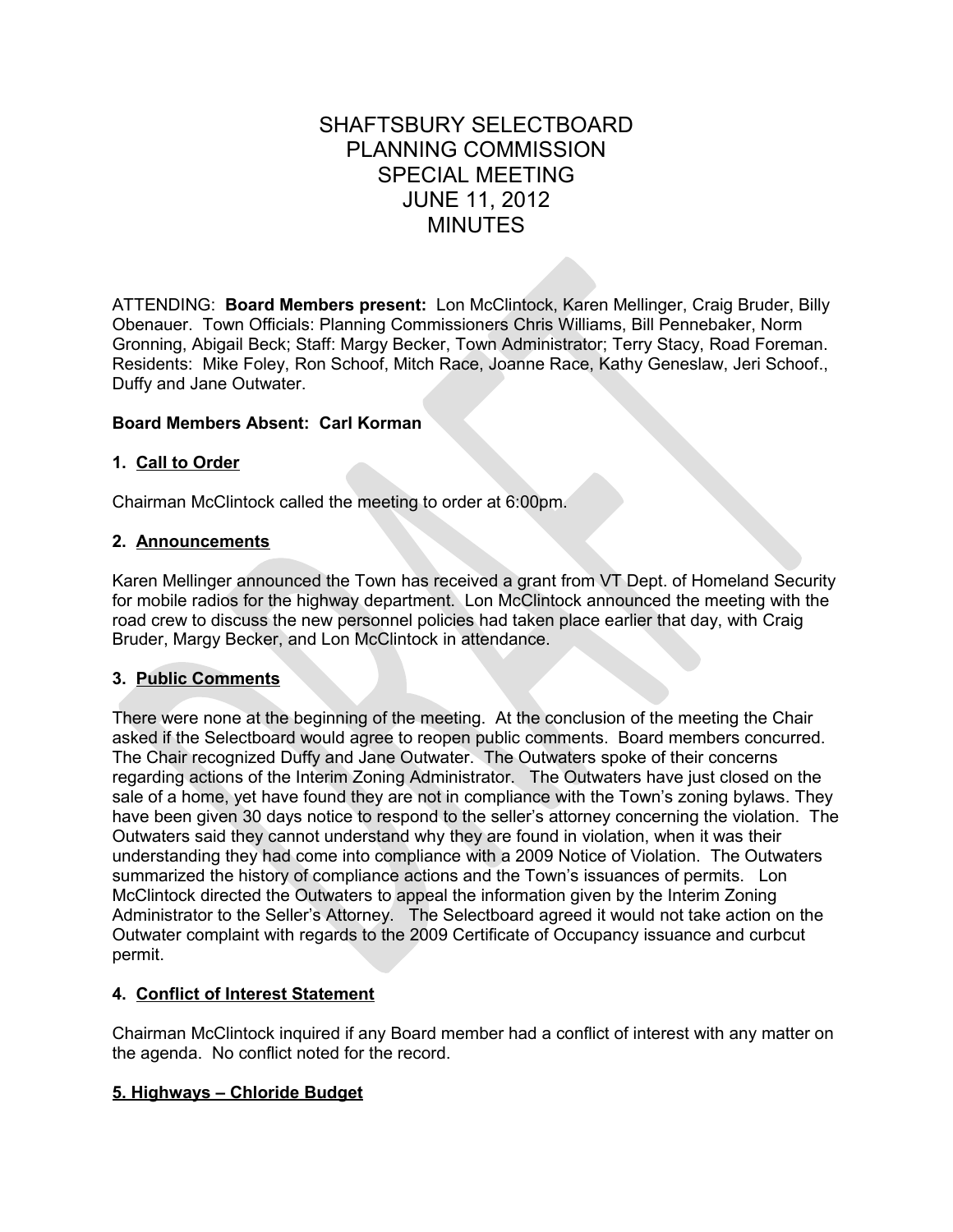# SHAFTSBURY SELECTBOARD
# PLANNING COMMISSION
# SPECIAL MEETING
# JUNE 11, 2012
# MINUTES

ATTENDING: **Board Members present:** Lon McClintock, Karen Mellinger, Craig Bruder, Billy Obenauer. Town Officials: Planning Commissioners Chris Williams, Bill Pennebaker, Norm Gronning, Abigail Beck; Staff: Margy Becker, Town Administrator; Terry Stacy, Road Foreman. Residents: Mike Foley, Ron Schoof, Mitch Race, Joanne Race, Kathy Geneslaw, Jeri Schoof., Duffy and Jane Outwater.

**Board Members Absent: Carl Korman**

## 1. Call to Order

Chairman McClintock called the meeting to order at 6:00pm.

## 2. Announcements

Karen Mellinger announced the Town has received a grant from VT Dept. of Homeland Security for mobile radios for the highway department. Lon McClintock announced the meeting with the road crew to discuss the new personnel policies had taken place earlier that day, with Craig Bruder, Margy Becker, and Lon McClintock in attendance.

## 3. Public Comments

There were none at the beginning of the meeting. At the conclusion of the meeting the Chair asked if the Selectboard would agree to reopen public comments. Board members concurred. The Chair recognized Duffy and Jane Outwater. The Outwaters spoke of their concerns regarding actions of the Interim Zoning Administrator. The Outwaters have just closed on the sale of a home, yet have found they are not in compliance with the Town's zoning bylaws. They have been given 30 days notice to respond to the seller's attorney concerning the violation. The Outwaters said they cannot understand why they are found in violation, when it was their understanding they had come into compliance with a 2009 Notice of Violation. The Outwaters summarized the history of compliance actions and the Town's issuances of permits. Lon McClintock directed the Outwaters to appeal the information given by the Interim Zoning Administrator to the Seller's Attorney. The Selectboard agreed it would not take action on the Outwater complaint with regards to the 2009 Certificate of Occupancy issuance and curbcut permit.

## 4. Conflict of Interest Statement

Chairman McClintock inquired if any Board member had a conflict of interest with any matter on the agenda. No conflict noted for the record.

## 5. Highways – Chloride Budget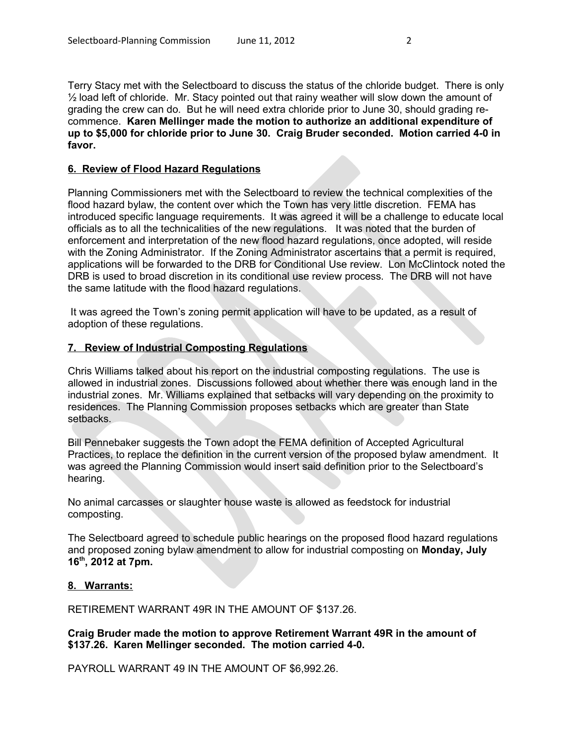Terry Stacy met with the Selectboard to discuss the status of the chloride budget. There is only ½ load left of chloride. Mr. Stacy pointed out that rainy weather will slow down the amount of grading the crew can do. But he will need extra chloride prior to June 30, should grading re-commence. **Karen Mellinger made the motion to authorize an additional expenditure of up to $5,000 for chloride prior to June 30. Craig Bruder seconded. Motion carried 4-0 in favor.**

## 6. Review of Flood Hazard Regulations

Planning Commissioners met with the Selectboard to review the technical complexities of the flood hazard bylaw, the content over which the Town has very little discretion. FEMA has introduced specific language requirements. It was agreed it will be a challenge to educate local officials as to all the technicalities of the new regulations. It was noted that the burden of enforcement and interpretation of the new flood hazard regulations, once adopted, will reside with the Zoning Administrator. If the Zoning Administrator ascertains that a permit is required, applications will be forwarded to the DRB for Conditional Use review. Lon McClintock noted the DRB is used to broad discretion in its conditional use review process. The DRB will not have the same latitude with the flood hazard regulations.

It was agreed the Town's zoning permit application will have to be updated, as a result of adoption of these regulations.

## 7. Review of Industrial Composting Regulations

Chris Williams talked about his report on the industrial composting regulations. The use is allowed in industrial zones. Discussions followed about whether there was enough land in the industrial zones. Mr. Williams explained that setbacks will vary depending on the proximity to residences. The Planning Commission proposes setbacks which are greater than State setbacks.

Bill Pennebaker suggests the Town adopt the FEMA definition of Accepted Agricultural Practices, to replace the definition in the current version of the proposed bylaw amendment. It was agreed the Planning Commission would insert said definition prior to the Selectboard's hearing.

No animal carcasses or slaughter house waste is allowed as feedstock for industrial composting.

The Selectboard agreed to schedule public hearings on the proposed flood hazard regulations and proposed zoning bylaw amendment to allow for industrial composting on **Monday, July 16th, 2012 at 7pm.**

## 8. Warrants:

RETIREMENT WARRANT 49R IN THE AMOUNT OF $137.26.

**Craig Bruder made the motion to approve Retirement Warrant 49R in the amount of $137.26. Karen Mellinger seconded. The motion carried 4-0.**

PAYROLL WARRANT 49 IN THE AMOUNT OF $6,992.26.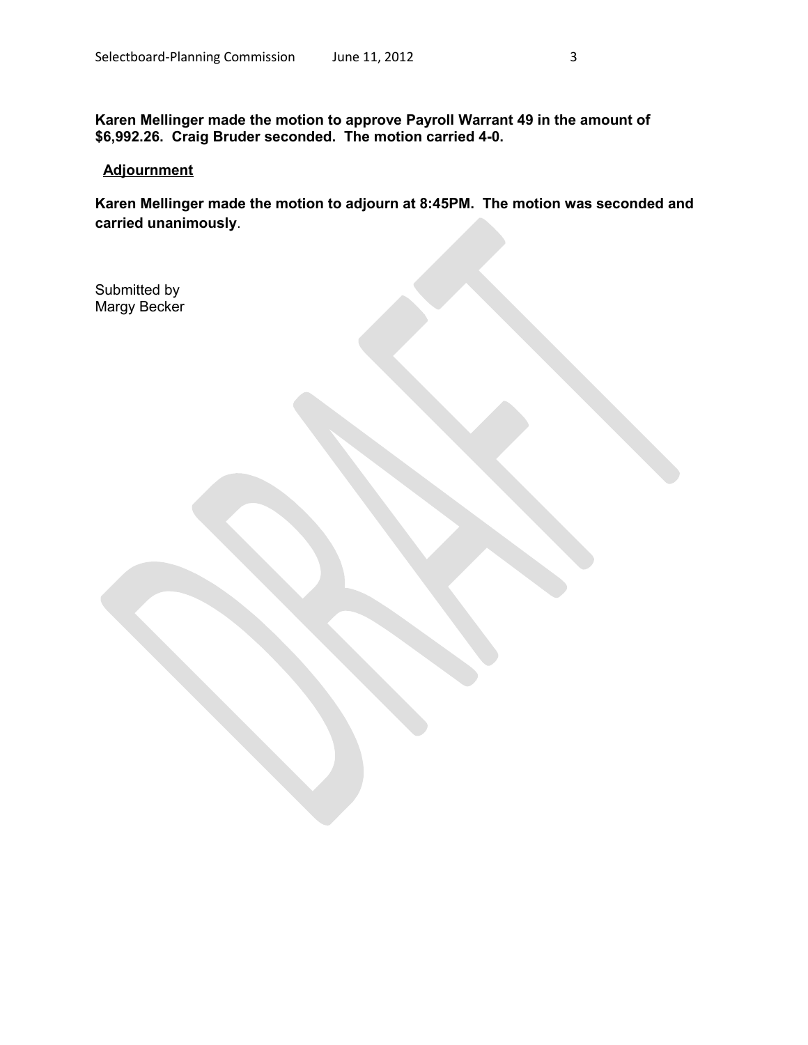**Karen Mellinger made the motion to approve Payroll Warrant 49 in the amount of $6,992.26. Craig Bruder seconded. The motion carried 4-0.**

## Adjournment

**Karen Mellinger made the motion to adjourn at 8:45PM. The motion was seconded and carried unanimously**.

Submitted by
Margy Becker